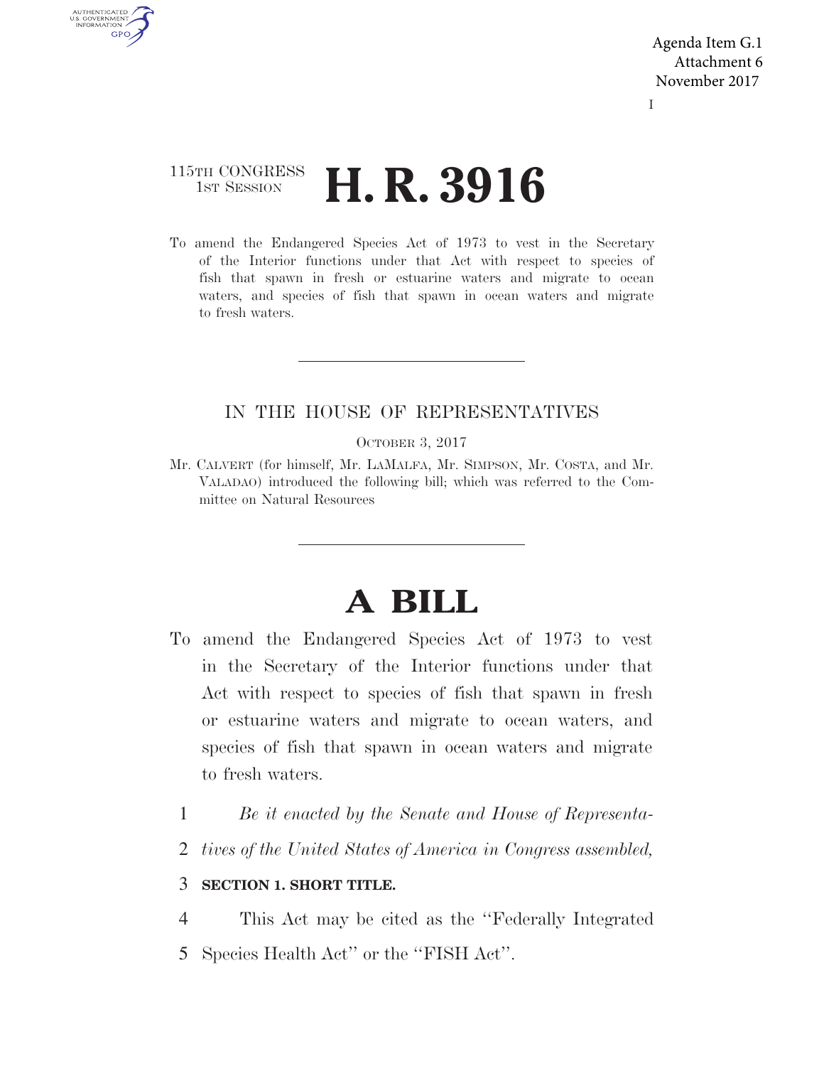Agenda Item G.1
Attachment 6
November 2017

I

115TH CONGRESS
1ST SESSION

# H. R. 3916

To amend the Endangered Species Act of 1973 to vest in the Secretary of the Interior functions under that Act with respect to species of fish that spawn in fresh or estuarine waters and migrate to ocean waters, and species of fish that spawn in ocean waters and migrate to fresh waters.

IN THE HOUSE OF REPRESENTATIVES

OCTOBER 3, 2017

Mr. CALVERT (for himself, Mr. LAMALFA, Mr. SIMPSON, Mr. COSTA, and Mr. VALADAO) introduced the following bill; which was referred to the Committee on Natural Resources

# A BILL

To amend the Endangered Species Act of 1973 to vest in the Secretary of the Interior functions under that Act with respect to species of fish that spawn in fresh or estuarine waters and migrate to ocean waters, and species of fish that spawn in ocean waters and migrate to fresh waters.

1 *Be it enacted by the Senate and House of Representa-*
2 *tives of the United States of America in Congress assembled,*

3 **SECTION 1. SHORT TITLE.**

4 This Act may be cited as the ''Federally Integrated
5 Species Health Act'' or the ''FISH Act''.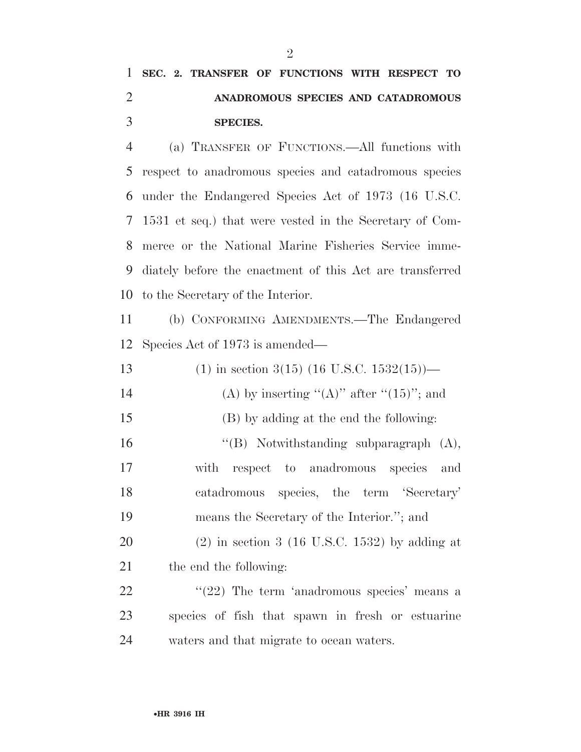**SEC. 2. TRANSFER OF FUNCTIONS WITH RESPECT TO ANADROMOUS SPECIES AND CATADROMOUS SPECIES.**

(a) TRANSFER OF FUNCTIONS.—All functions with respect to anadromous species and catadromous species under the Endangered Species Act of 1973 (16 U.S.C. 1531 et seq.) that were vested in the Secretary of Commerce or the National Marine Fisheries Service immediately before the enactment of this Act are transferred to the Secretary of the Interior.

(b) CONFORMING AMENDMENTS.—The Endangered Species Act of 1973 is amended—

(1) in section 3(15) (16 U.S.C. 1532(15))—

(A) by inserting "(A)" after "(15)"; and

(B) by adding at the end the following:

"(B) Notwithstanding subparagraph (A), with respect to anadromous species and catadromous species, the term 'Secretary' means the Secretary of the Interior."; and

(2) in section 3 (16 U.S.C. 1532) by adding at the end the following:

"(22) The term 'anadromous species' means a species of fish that spawn in fresh or estuarine waters and that migrate to ocean waters.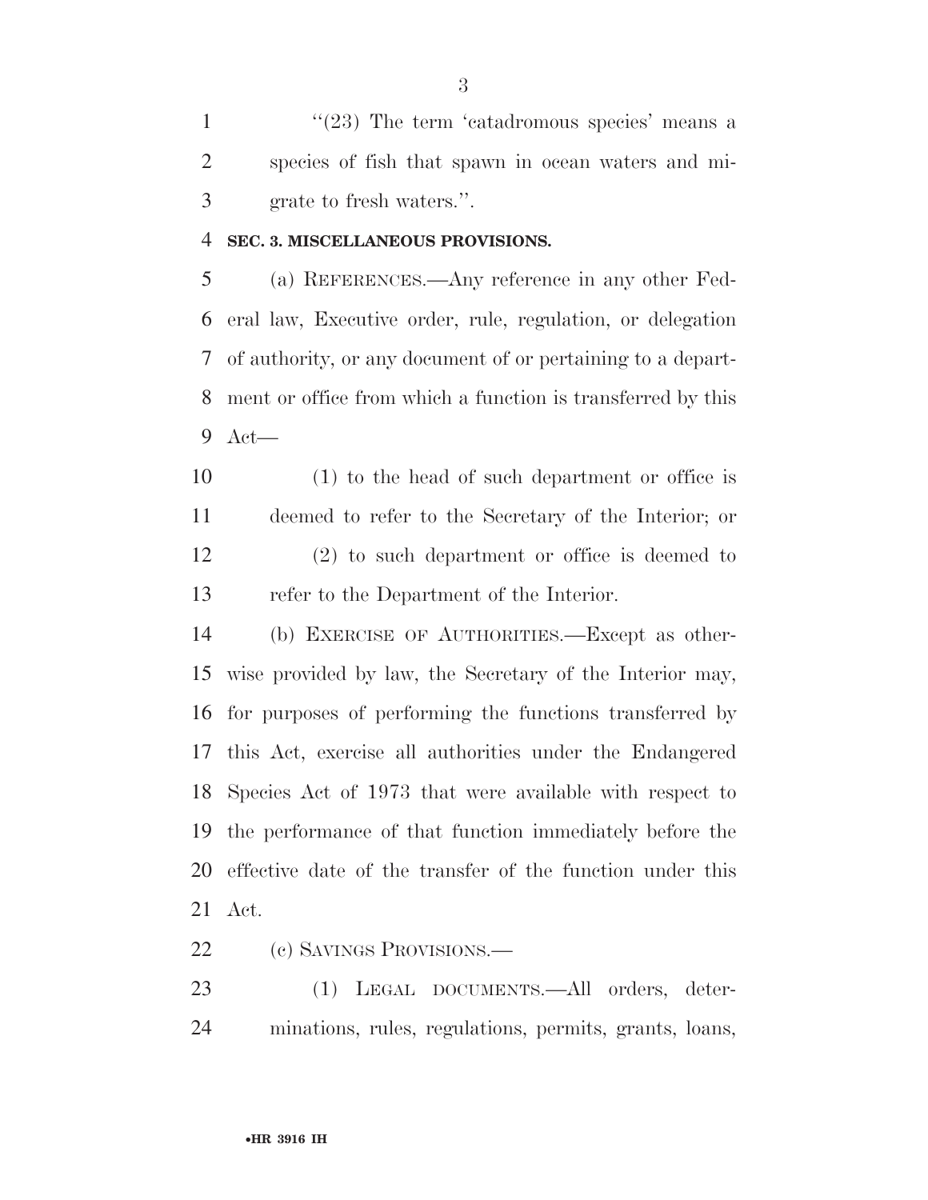''(23) The term 'catadromous species' means a species of fish that spawn in ocean waters and migrate to fresh waters.''.

**SEC. 3. MISCELLANEOUS PROVISIONS.**

(a) REFERENCES.—Any reference in any other Federal law, Executive order, rule, regulation, or delegation of authority, or any document of or pertaining to a department or office from which a function is transferred by this Act—

(1) to the head of such department or office is deemed to refer to the Secretary of the Interior; or

(2) to such department or office is deemed to refer to the Department of the Interior.

(b) EXERCISE OF AUTHORITIES.—Except as otherwise provided by law, the Secretary of the Interior may, for purposes of performing the functions transferred by this Act, exercise all authorities under the Endangered Species Act of 1973 that were available with respect to the performance of that function immediately before the effective date of the transfer of the function under this Act.

(c) SAVINGS PROVISIONS.—

(1) LEGAL DOCUMENTS.—All orders, determinations, rules, regulations, permits, grants, loans,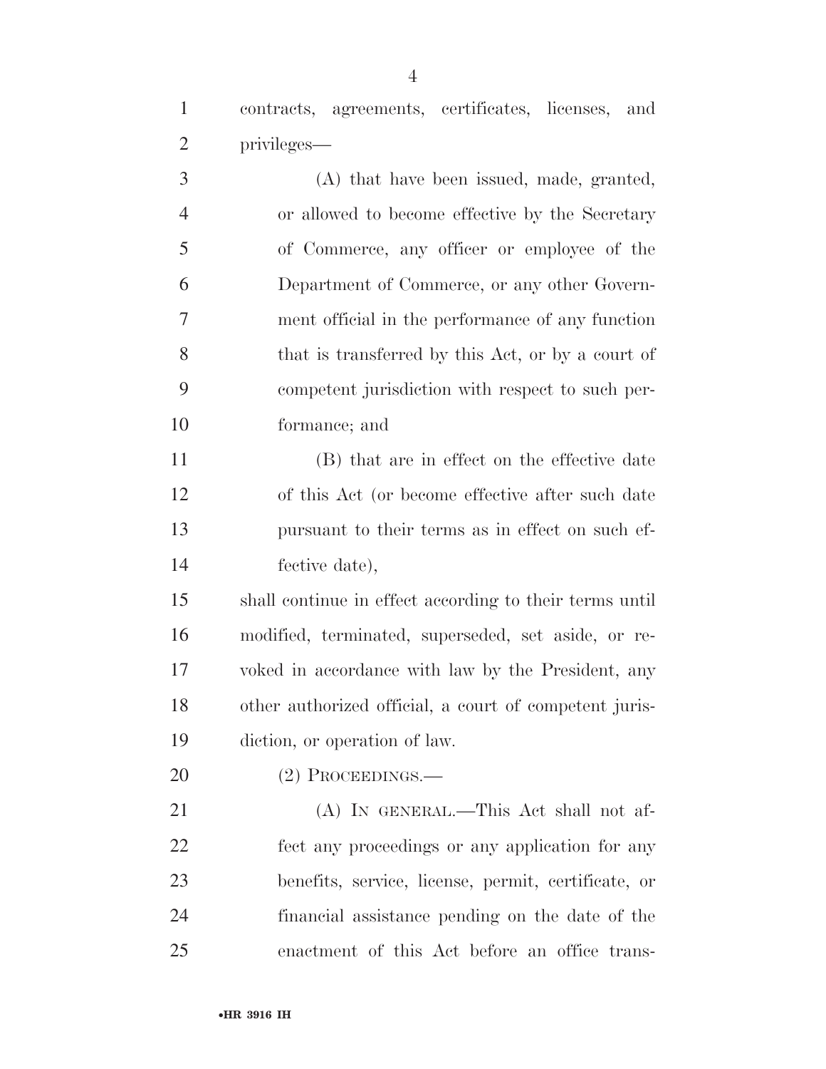contracts, agreements, certificates, licenses, and privileges—

(A) that have been issued, made, granted, or allowed to become effective by the Secretary of Commerce, any officer or employee of the Department of Commerce, or any other Government official in the performance of any function that is transferred by this Act, or by a court of competent jurisdiction with respect to such performance; and

(B) that are in effect on the effective date of this Act (or become effective after such date pursuant to their terms as in effect on such effective date),

shall continue in effect according to their terms until modified, terminated, superseded, set aside, or revoked in accordance with law by the President, any other authorized official, a court of competent jurisdiction, or operation of law.

(2) PROCEEDINGS.—

(A) IN GENERAL.—This Act shall not affect any proceedings or any application for any benefits, service, license, permit, certificate, or financial assistance pending on the date of the enactment of this Act before an office trans-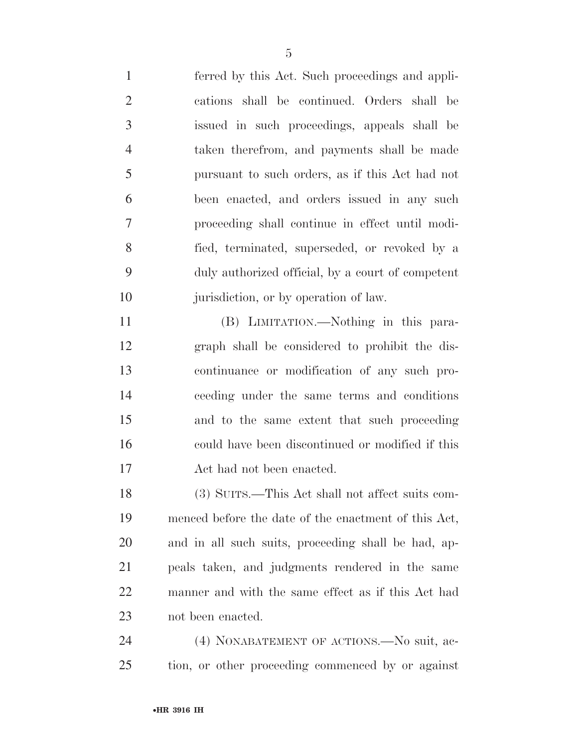ferred by this Act. Such proceedings and applications shall be continued. Orders shall be issued in such proceedings, appeals shall be taken therefrom, and payments shall be made pursuant to such orders, as if this Act had not been enacted, and orders issued in any such proceeding shall continue in effect until modified, terminated, superseded, or revoked by a duly authorized official, by a court of competent jurisdiction, or by operation of law.

(B) LIMITATION.—Nothing in this paragraph shall be considered to prohibit the discontinuance or modification of any such proceeding under the same terms and conditions and to the same extent that such proceeding could have been discontinued or modified if this Act had not been enacted.

(3) SUITS.—This Act shall not affect suits commenced before the date of the enactment of this Act, and in all such suits, proceeding shall be had, appeals taken, and judgments rendered in the same manner and with the same effect as if this Act had not been enacted.

(4) NONABATEMENT OF ACTIONS.—No suit, action, or other proceeding commenced by or against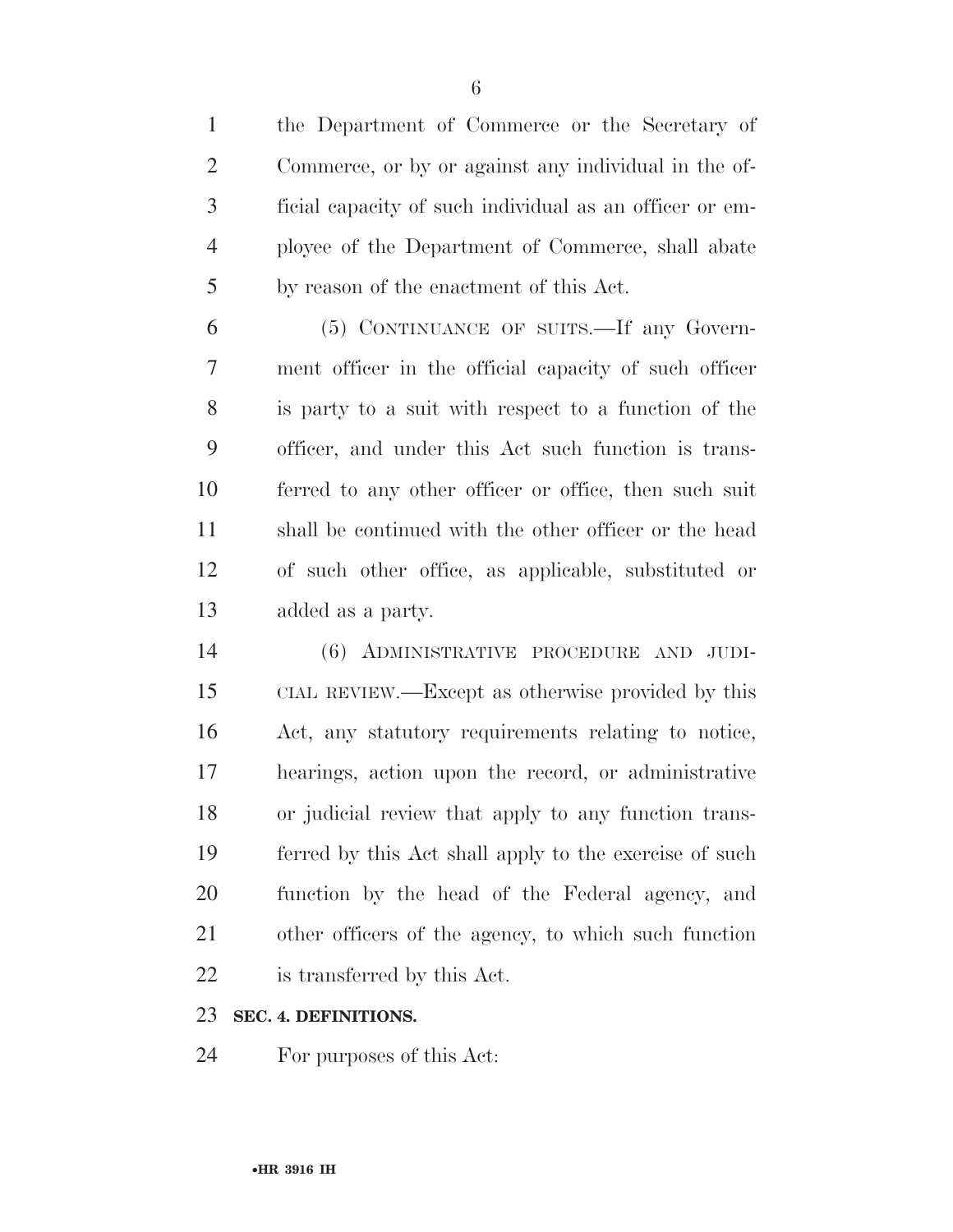the Department of Commerce or the Secretary of Commerce, or by or against any individual in the official capacity of such individual as an officer or employee of the Department of Commerce, shall abate by reason of the enactment of this Act.

(5) CONTINUANCE OF SUITS.—If any Government officer in the official capacity of such officer is party to a suit with respect to a function of the officer, and under this Act such function is transferred to any other officer or office, then such suit shall be continued with the other officer or the head of such other office, as applicable, substituted or added as a party.

(6) ADMINISTRATIVE PROCEDURE AND JUDICIAL REVIEW.—Except as otherwise provided by this Act, any statutory requirements relating to notice, hearings, action upon the record, or administrative or judicial review that apply to any function transferred by this Act shall apply to the exercise of such function by the head of the Federal agency, and other officers of the agency, to which such function is transferred by this Act.

**SEC. 4. DEFINITIONS.**

For purposes of this Act: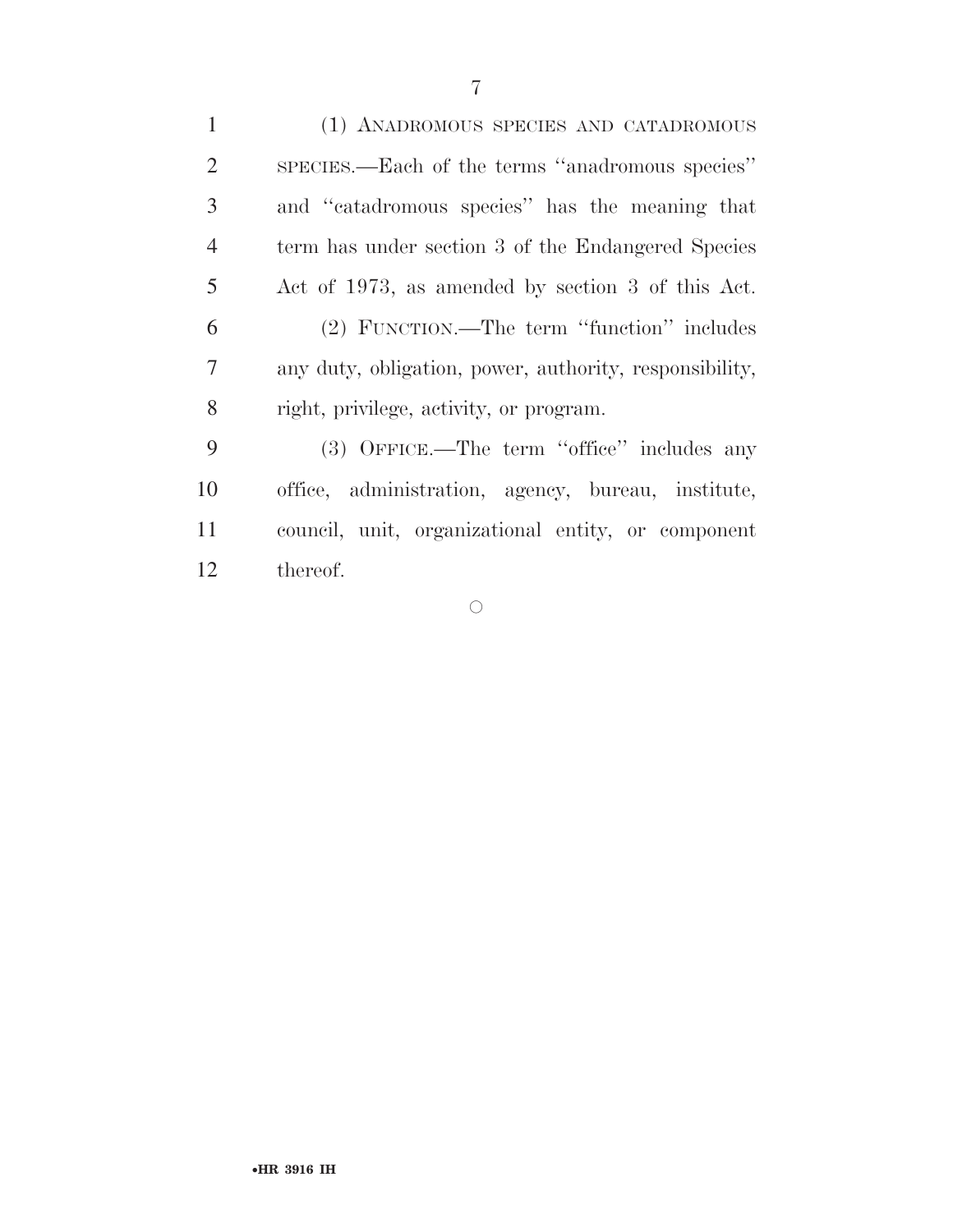(1) ANADROMOUS SPECIES AND CATADROMOUS SPECIES.—Each of the terms ''anadromous species'' and ''catadromous species'' has the meaning that term has under section 3 of the Endangered Species Act of 1973, as amended by section 3 of this Act.

(2) FUNCTION.—The term ''function'' includes any duty, obligation, power, authority, responsibility, right, privilege, activity, or program.

(3) OFFICE.—The term ''office'' includes any office, administration, agency, bureau, institute, council, unit, organizational entity, or component thereof.

○